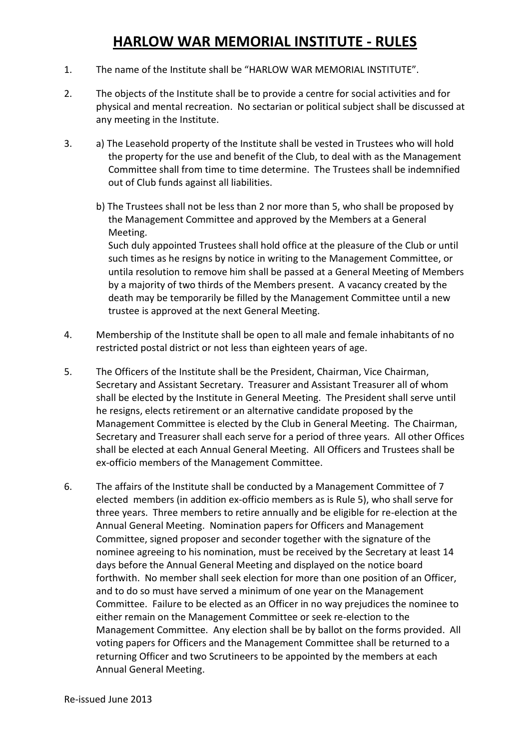# HARLOW WAR MEMORIAL INSTITUTE - RULES

1. The name of the Institute shall be "HARLOW WAR MEMORIAL INSTITUTE".

2. The objects of the Institute shall be to provide a centre for social activities and for physical and mental recreation. No sectarian or political subject shall be discussed at any meeting in the Institute.

3. a) The Leasehold property of the Institute shall be vested in Trustees who will hold the property for the use and benefit of the Club, to deal with as the Management Committee shall from time to time determine. The Trustees shall be indemnified out of Club funds against all liabilities.

   b) The Trustees shall not be less than 2 nor more than 5, who shall be proposed by the Management Committee and approved by the Members at a General Meeting.
   Such duly appointed Trustees shall hold office at the pleasure of the Club or until such times as he resigns by notice in writing to the Management Committee, or untila resolution to remove him shall be passed at a General Meeting of Members by a majority of two thirds of the Members present. A vacancy created by the death may be temporarily be filled by the Management Committee until a new trustee is approved at the next General Meeting.

4. Membership of the Institute shall be open to all male and female inhabitants of no restricted postal district or not less than eighteen years of age.

5. The Officers of the Institute shall be the President, Chairman, Vice Chairman, Secretary and Assistant Secretary. Treasurer and Assistant Treasurer all of whom shall be elected by the Institute in General Meeting. The President shall serve until he resigns, elects retirement or an alternative candidate proposed by the Management Committee is elected by the Club in General Meeting. The Chairman, Secretary and Treasurer shall each serve for a period of three years. All other Offices shall be elected at each Annual General Meeting. All Officers and Trustees shall be ex-officio members of the Management Committee.

6. The affairs of the Institute shall be conducted by a Management Committee of 7 elected members (in addition ex-officio members as is Rule 5), who shall serve for three years. Three members to retire annually and be eligible for re-election at the Annual General Meeting. Nomination papers for Officers and Management Committee, signed proposer and seconder together with the signature of the nominee agreeing to his nomination, must be received by the Secretary at least 14 days before the Annual General Meeting and displayed on the notice board forthwith. No member shall seek election for more than one position of an Officer, and to do so must have served a minimum of one year on the Management Committee. Failure to be elected as an Officer in no way prejudices the nominee to either remain on the Management Committee or seek re-election to the Management Committee. Any election shall be by ballot on the forms provided. All voting papers for Officers and the Management Committee shall be returned to a returning Officer and two Scrutineers to be appointed by the members at each Annual General Meeting.

Re-issued June 2013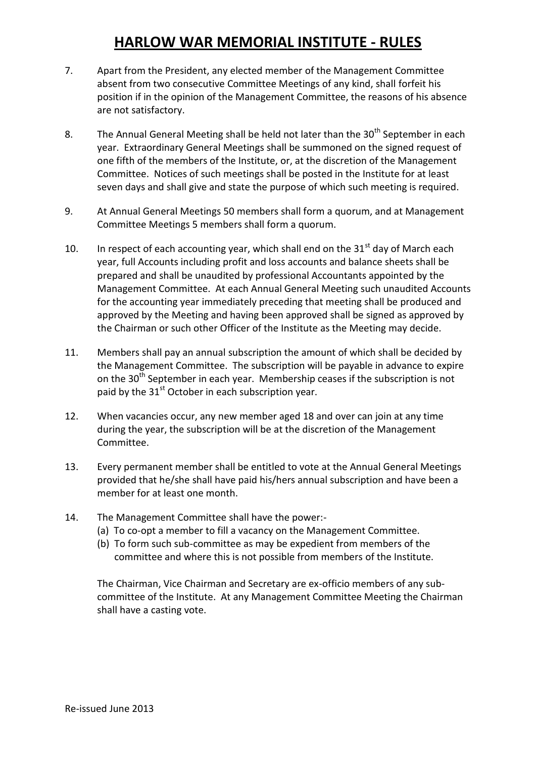# HARLOW WAR MEMORIAL INSTITUTE - RULES

7. Apart from the President, any elected member of the Management Committee absent from two consecutive Committee Meetings of any kind, shall forfeit his position if in the opinion of the Management Committee, the reasons of his absence are not satisfactory.

8. The Annual General Meeting shall be held not later than the 30th September in each year. Extraordinary General Meetings shall be summoned on the signed request of one fifth of the members of the Institute, or, at the discretion of the Management Committee. Notices of such meetings shall be posted in the Institute for at least seven days and shall give and state the purpose of which such meeting is required.

9. At Annual General Meetings 50 members shall form a quorum, and at Management Committee Meetings 5 members shall form a quorum.

10. In respect of each accounting year, which shall end on the 31st day of March each year, full Accounts including profit and loss accounts and balance sheets shall be prepared and shall be unaudited by professional Accountants appointed by the Management Committee. At each Annual General Meeting such unaudited Accounts for the accounting year immediately preceding that meeting shall be produced and approved by the Meeting and having been approved shall be signed as approved by the Chairman or such other Officer of the Institute as the Meeting may decide.

11. Members shall pay an annual subscription the amount of which shall be decided by the Management Committee. The subscription will be payable in advance to expire on the 30th September in each year. Membership ceases if the subscription is not paid by the 31st October in each subscription year.

12. When vacancies occur, any new member aged 18 and over can join at any time during the year, the subscription will be at the discretion of the Management Committee.

13. Every permanent member shall be entitled to vote at the Annual General Meetings provided that he/she shall have paid his/hers annual subscription and have been a member for at least one month.

14. The Management Committee shall have the power:-
    (a) To co-opt a member to fill a vacancy on the Management Committee.
    (b) To form such sub-committee as may be expedient from members of the committee and where this is not possible from members of the Institute.

    The Chairman, Vice Chairman and Secretary are ex-officio members of any sub-committee of the Institute. At any Management Committee Meeting the Chairman shall have a casting vote.

Re-issued June 2013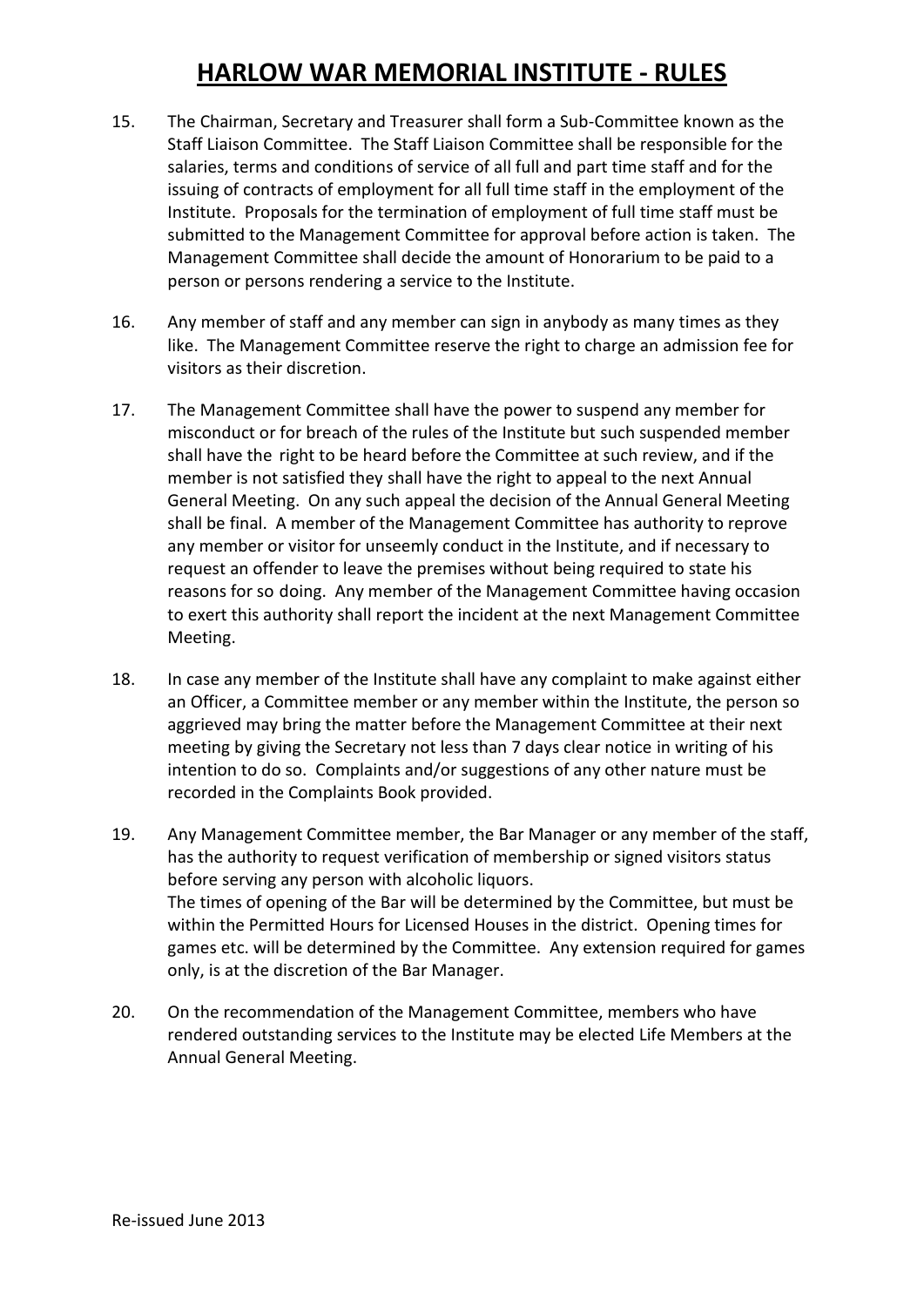# HARLOW WAR MEMORIAL INSTITUTE - RULES

15. The Chairman, Secretary and Treasurer shall form a Sub-Committee known as the Staff Liaison Committee. The Staff Liaison Committee shall be responsible for the salaries, terms and conditions of service of all full and part time staff and for the issuing of contracts of employment for all full time staff in the employment of the Institute. Proposals for the termination of employment of full time staff must be submitted to the Management Committee for approval before action is taken. The Management Committee shall decide the amount of Honorarium to be paid to a person or persons rendering a service to the Institute.

16. Any member of staff and any member can sign in anybody as many times as they like. The Management Committee reserve the right to charge an admission fee for visitors as their discretion.

17. The Management Committee shall have the power to suspend any member for misconduct or for breach of the rules of the Institute but such suspended member shall have the right to be heard before the Committee at such review, and if the member is not satisfied they shall have the right to appeal to the next Annual General Meeting. On any such appeal the decision of the Annual General Meeting shall be final. A member of the Management Committee has authority to reprove any member or visitor for unseemly conduct in the Institute, and if necessary to request an offender to leave the premises without being required to state his reasons for so doing. Any member of the Management Committee having occasion to exert this authority shall report the incident at the next Management Committee Meeting.

18. In case any member of the Institute shall have any complaint to make against either an Officer, a Committee member or any member within the Institute, the person so aggrieved may bring the matter before the Management Committee at their next meeting by giving the Secretary not less than 7 days clear notice in writing of his intention to do so. Complaints and/or suggestions of any other nature must be recorded in the Complaints Book provided.

19. Any Management Committee member, the Bar Manager or any member of the staff, has the authority to request verification of membership or signed visitors status before serving any person with alcoholic liquors.
    The times of opening of the Bar will be determined by the Committee, but must be within the Permitted Hours for Licensed Houses in the district. Opening times for games etc. will be determined by the Committee. Any extension required for games only, is at the discretion of the Bar Manager.

20. On the recommendation of the Management Committee, members who have rendered outstanding services to the Institute may be elected Life Members at the Annual General Meeting.

Re-issued June 2013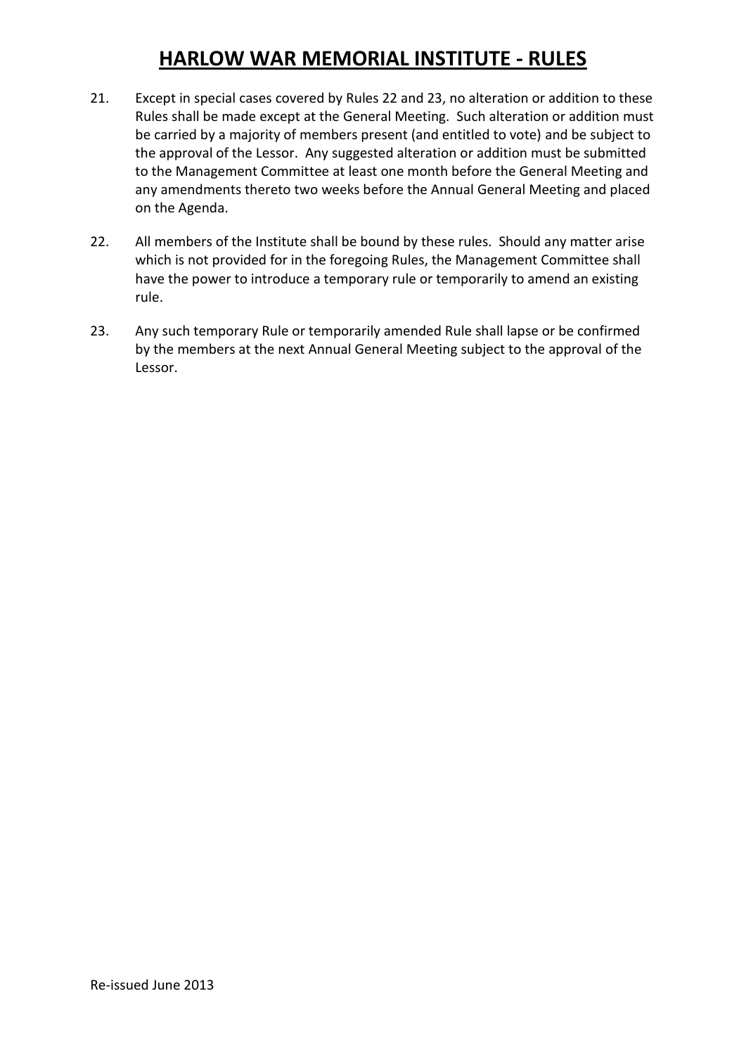# HARLOW WAR MEMORIAL INSTITUTE - RULES

21. Except in special cases covered by Rules 22 and 23, no alteration or addition to these Rules shall be made except at the General Meeting. Such alteration or addition must be carried by a majority of members present (and entitled to vote) and be subject to the approval of the Lessor. Any suggested alteration or addition must be submitted to the Management Committee at least one month before the General Meeting and any amendments thereto two weeks before the Annual General Meeting and placed on the Agenda.

22. All members of the Institute shall be bound by these rules. Should any matter arise which is not provided for in the foregoing Rules, the Management Committee shall have the power to introduce a temporary rule or temporarily to amend an existing rule.

23. Any such temporary Rule or temporarily amended Rule shall lapse or be confirmed by the members at the next Annual General Meeting subject to the approval of the Lessor.

Re-issued June 2013